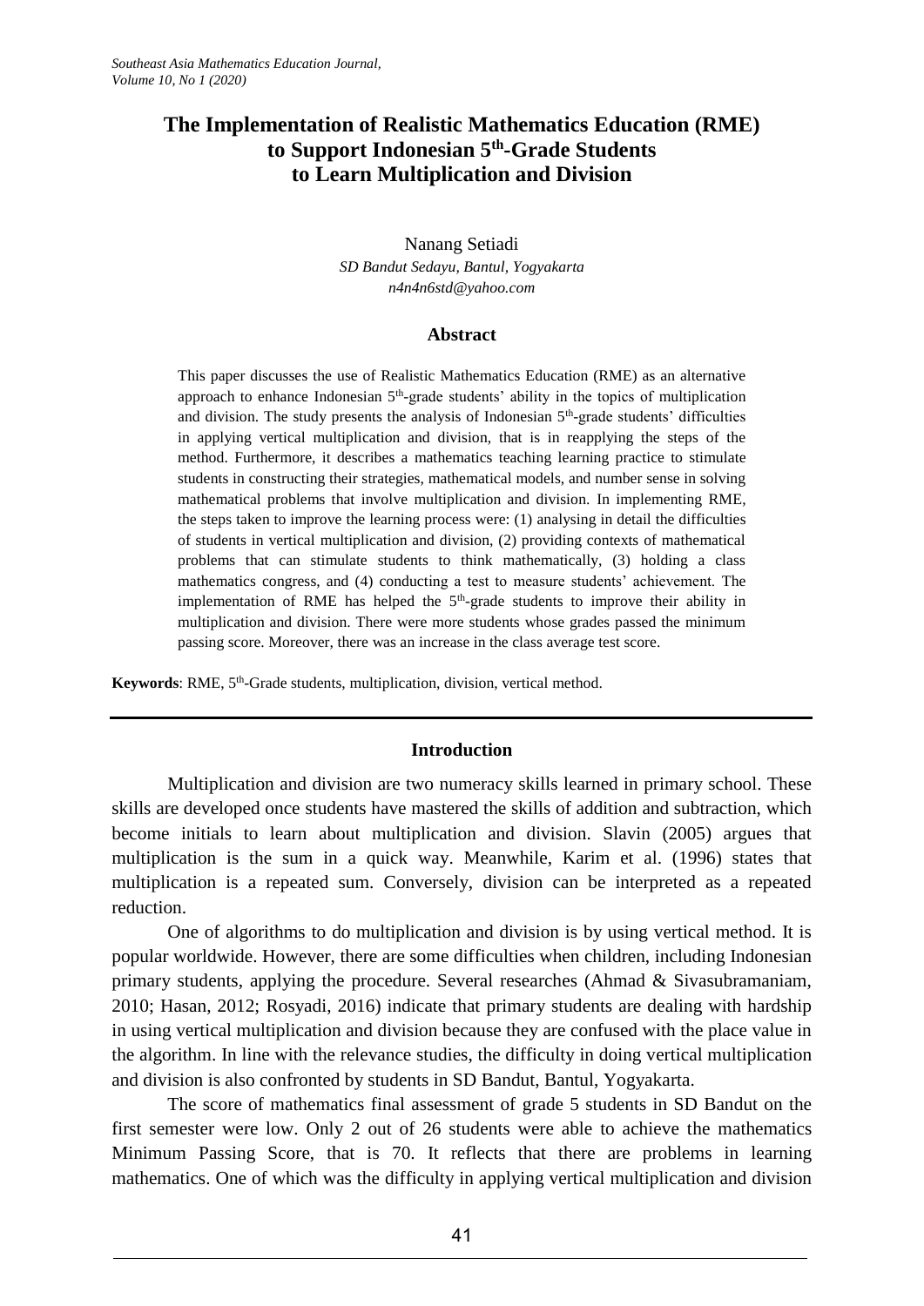# The Implementation of Realistic Mathematics Education (RME) to Support Indonesian 5th-Grade Students to Learn Multiplication and Division

Nanang Setiadi

*SD Bandut Sedayu, Bantul, Yogyakarta*

*n4n4n6std@yahoo.com*

## Abstract

This paper discusses the use of Realistic Mathematics Education (RME) as an alternative approach to enhance Indonesian 5th-grade students' ability in the topics of multiplication and division. The study presents the analysis of Indonesian 5th-grade students' difficulties in applying vertical multiplication and division, that is in reapplying the steps of the method. Furthermore, it describes a mathematics teaching learning practice to stimulate students in constructing their strategies, mathematical models, and number sense in solving mathematical problems that involve multiplication and division. In implementing RME, the steps taken to improve the learning process were: (1) analysing in detail the difficulties of students in vertical multiplication and division, (2) providing contexts of mathematical problems that can stimulate students to think mathematically, (3) holding a class mathematics congress, and (4) conducting a test to measure students' achievement. The implementation of RME has helped the 5th-grade students to improve their ability in multiplication and division. There were more students whose grades passed the minimum passing score. Moreover, there was an increase in the class average test score.

**Keywords**: RME, 5th-Grade students, multiplication, division, vertical method.

## Introduction

Multiplication and division are two numeracy skills learned in primary school. These skills are developed once students have mastered the skills of addition and subtraction, which become initials to learn about multiplication and division. Slavin (2005) argues that multiplication is the sum in a quick way. Meanwhile, Karim et al. (1996) states that multiplication is a repeated sum. Conversely, division can be interpreted as a repeated reduction.

One of algorithms to do multiplication and division is by using vertical method. It is popular worldwide. However, there are some difficulties when children, including Indonesian primary students, applying the procedure. Several researches (Ahmad & Sivasubramaniam, 2010; Hasan, 2012; Rosyadi, 2016) indicate that primary students are dealing with hardship in using vertical multiplication and division because they are confused with the place value in the algorithm. In line with the relevance studies, the difficulty in doing vertical multiplication and division is also confronted by students in SD Bandut, Bantul, Yogyakarta.

The score of mathematics final assessment of grade 5 students in SD Bandut on the first semester were low. Only 2 out of 26 students were able to achieve the mathematics Minimum Passing Score, that is 70. It reflects that there are problems in learning mathematics. One of which was the difficulty in applying vertical multiplication and division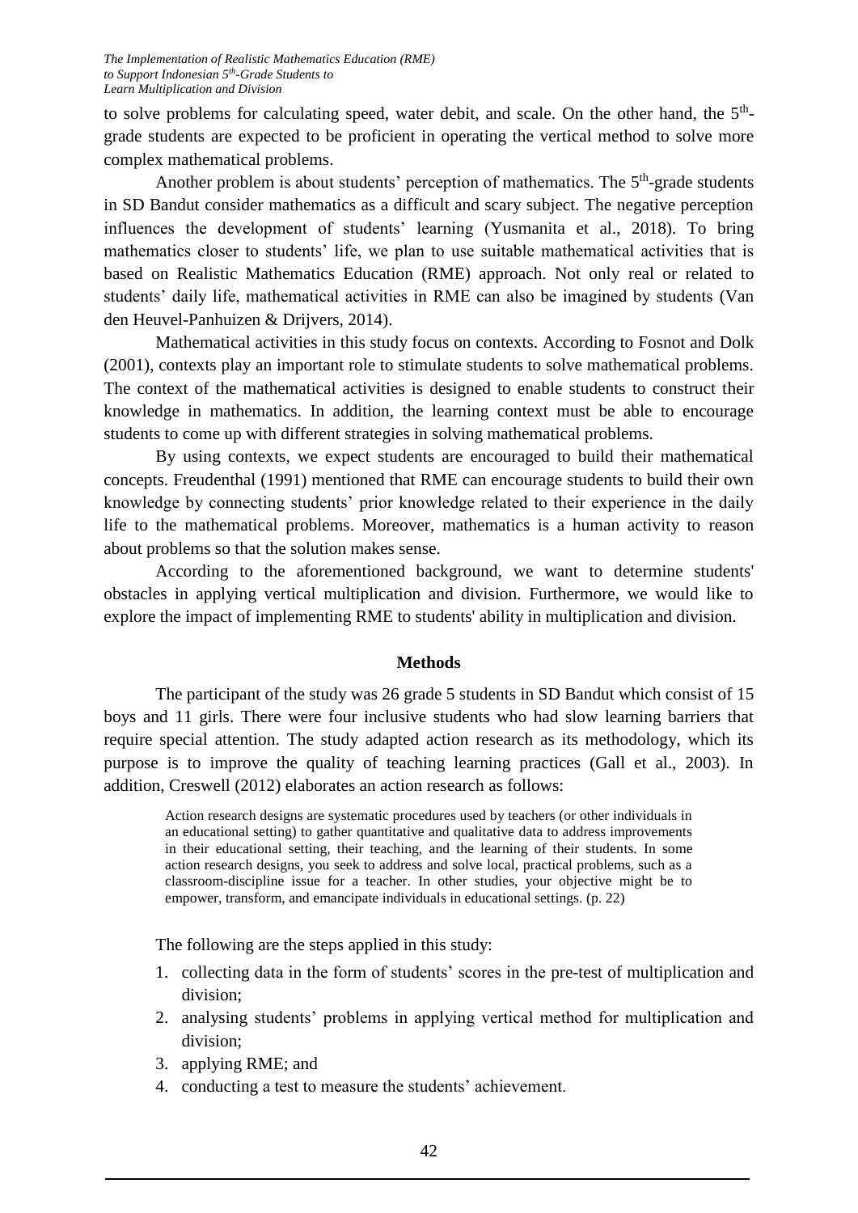to solve problems for calculating speed, water debit, and scale. On the other hand, the 5th-grade students are expected to be proficient in operating the vertical method to solve more complex mathematical problems.

Another problem is about students' perception of mathematics. The 5th-grade students in SD Bandut consider mathematics as a difficult and scary subject. The negative perception influences the development of students' learning (Yusmanita et al., 2018). To bring mathematics closer to students' life, we plan to use suitable mathematical activities that is based on Realistic Mathematics Education (RME) approach. Not only real or related to students' daily life, mathematical activities in RME can also be imagined by students (Van den Heuvel-Panhuizen & Drijvers, 2014).

Mathematical activities in this study focus on contexts. According to Fosnot and Dolk (2001), contexts play an important role to stimulate students to solve mathematical problems. The context of the mathematical activities is designed to enable students to construct their knowledge in mathematics. In addition, the learning context must be able to encourage students to come up with different strategies in solving mathematical problems.

By using contexts, we expect students are encouraged to build their mathematical concepts. Freudenthal (1991) mentioned that RME can encourage students to build their own knowledge by connecting students' prior knowledge related to their experience in the daily life to the mathematical problems. Moreover, mathematics is a human activity to reason about problems so that the solution makes sense.

According to the aforementioned background, we want to determine students' obstacles in applying vertical multiplication and division. Furthermore, we would like to explore the impact of implementing RME to students' ability in multiplication and division.

## Methods

The participant of the study was 26 grade 5 students in SD Bandut which consist of 15 boys and 11 girls. There were four inclusive students who had slow learning barriers that require special attention. The study adapted action research as its methodology, which its purpose is to improve the quality of teaching learning practices (Gall et al., 2003). In addition, Creswell (2012) elaborates an action research as follows:

> Action research designs are systematic procedures used by teachers (or other individuals in an educational setting) to gather quantitative and qualitative data to address improvements in their educational setting, their teaching, and the learning of their students. In some action research designs, you seek to address and solve local, practical problems, such as a classroom-discipline issue for a teacher. In other studies, your objective might be to empower, transform, and emancipate individuals in educational settings. (p. 22)

The following are the steps applied in this study:

1. collecting data in the form of students' scores in the pre-test of multiplication and division;
2. analysing students' problems in applying vertical method for multiplication and division;
3. applying RME; and
4. conducting a test to measure the students' achievement.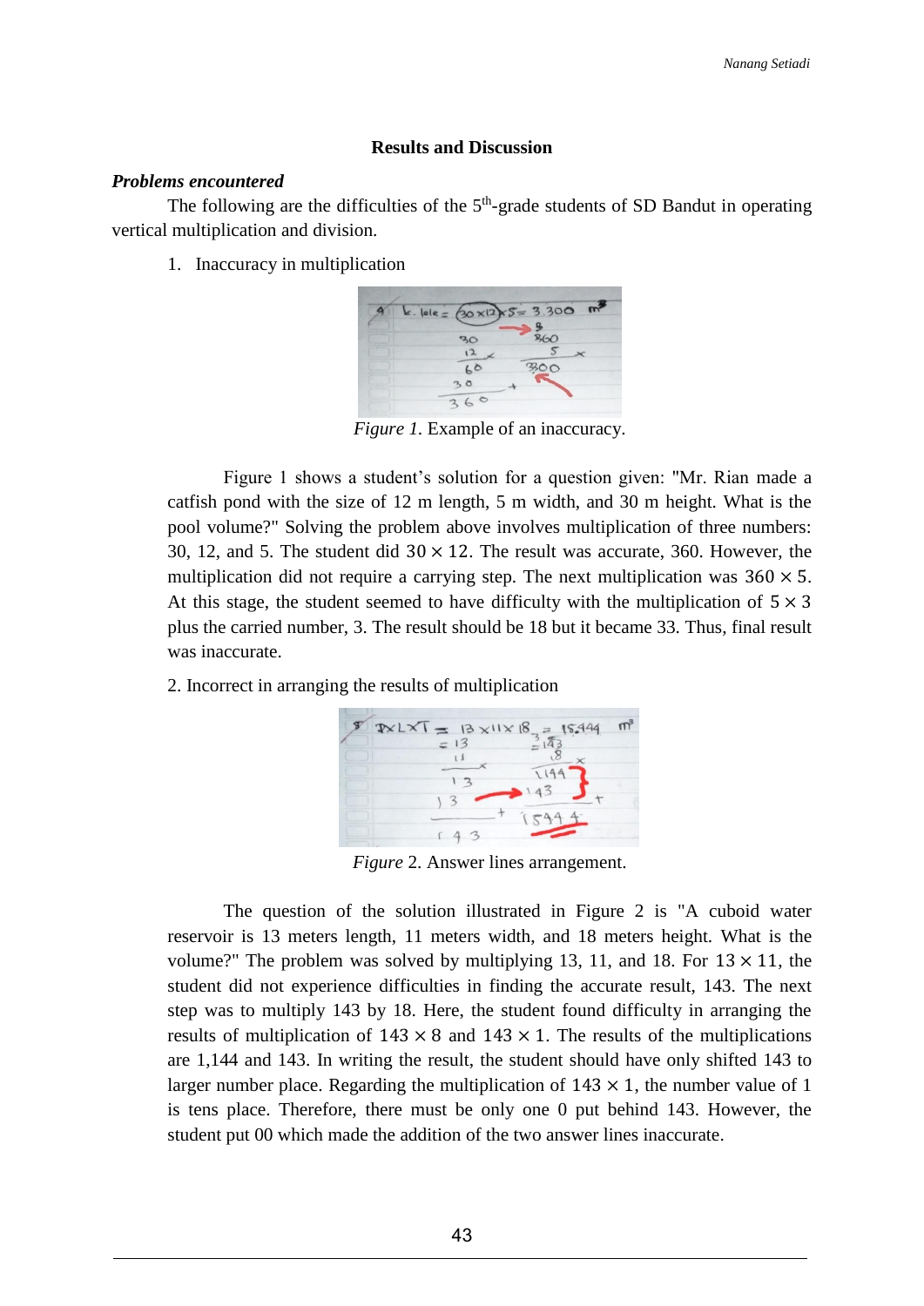## Results and Discussion

### *Problems encountered*

The following are the difficulties of the 5th-grade students of SD Bandut in operating vertical multiplication and division.

1. Inaccuracy in multiplication

*Figure 1*. Example of an inaccuracy.

Figure 1 shows a student's solution for a question given: "Mr. Rian made a catfish pond with the size of 12 m length, 5 m width, and 30 m height. What is the pool volume?" Solving the problem above involves multiplication of three numbers: 30, 12, and 5. The student did $30 \times 12$. The result was accurate, 360. However, the multiplication did not require a carrying step. The next multiplication was $360 \times 5$. At this stage, the student seemed to have difficulty with the multiplication of $5 \times 3$ plus the carried number, 3. The result should be 18 but it became 33. Thus, final result was inaccurate.

2. Incorrect in arranging the results of multiplication

*Figure* 2. Answer lines arrangement.

The question of the solution illustrated in Figure 2 is "A cuboid water reservoir is 13 meters length, 11 meters width, and 18 meters height. What is the volume?" The problem was solved by multiplying 13, 11, and 18. For $13 \times 11$, the student did not experience difficulties in finding the accurate result, 143. The next step was to multiply 143 by 18. Here, the student found difficulty in arranging the results of multiplication of $143 \times 8$ and $143 \times 1$. The results of the multiplications are 1,144 and 143. In writing the result, the student should have only shifted 143 to larger number place. Regarding the multiplication of $143 \times 1$, the number value of 1 is tens place. Therefore, there must be only one 0 put behind 143. However, the student put 00 which made the addition of the two answer lines inaccurate.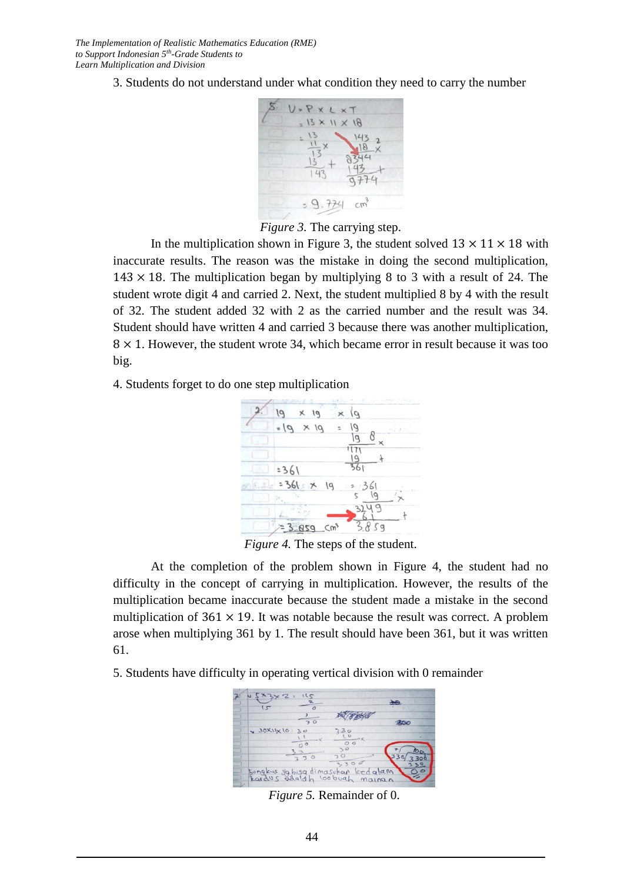3. Students do not understand under what condition they need to carry the number

*Figure 3.* The carrying step.

In the multiplication shown in Figure 3, the student solved $13 \times 11 \times 18$ with inaccurate results. The reason was the mistake in doing the second multiplication, $143 \times 18$. The multiplication began by multiplying 8 to 3 with a result of 24. The student wrote digit 4 and carried 2. Next, the student multiplied 8 by 4 with the result of 32. The student added 32 with 2 as the carried number and the result was 34. Student should have written 4 and carried 3 because there was another multiplication, $8 \times 1$. However, the student wrote 34, which became error in result because it was too big.

4. Students forget to do one step multiplication

*Figure 4.* The steps of the student.

At the completion of the problem shown in Figure 4, the student had no difficulty in the concept of carrying in multiplication. However, the results of the multiplication became inaccurate because the student made a mistake in the second multiplication of $361 \times 19$. It was notable because the result was correct. A problem arose when multiplying 361 by 1. The result should have been 361, but it was written 61.

5. Students have difficulty in operating vertical division with 0 remainder

*Figure 5.* Remainder of 0.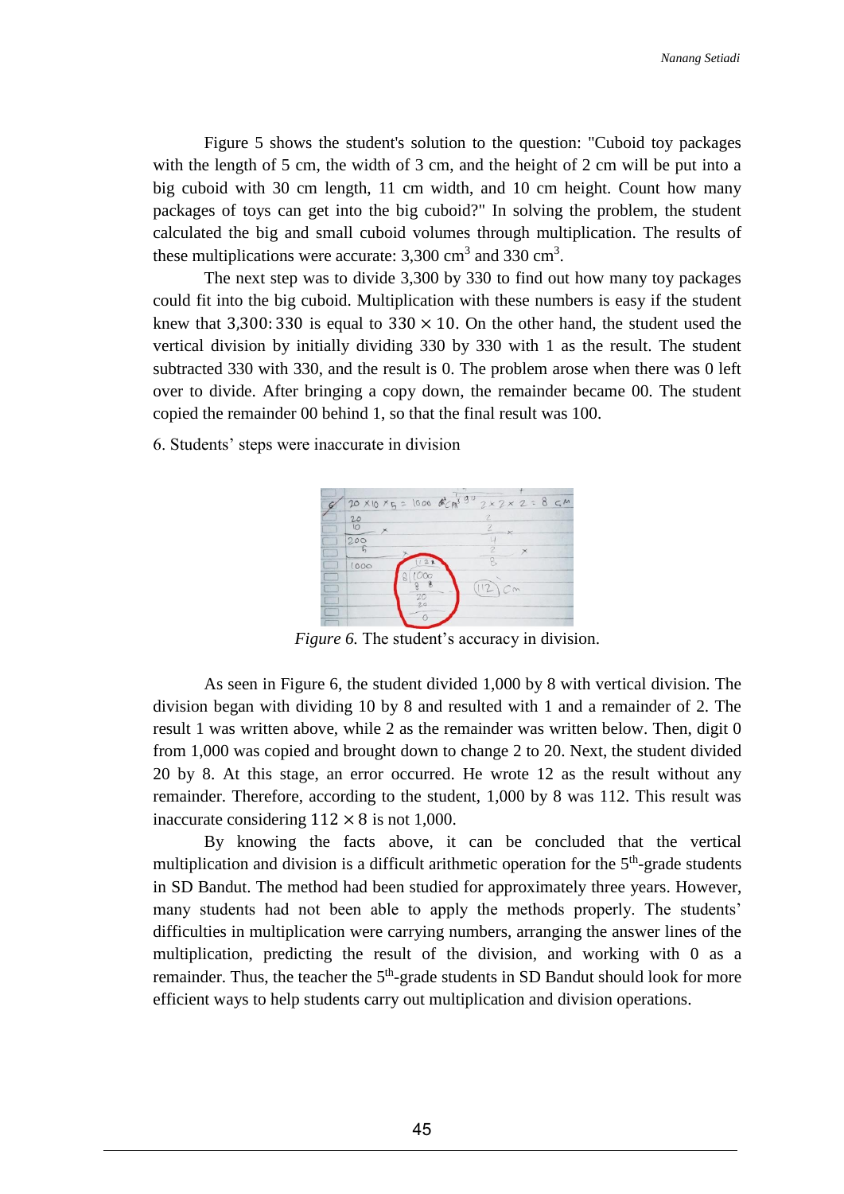Figure 5 shows the student's solution to the question: "Cuboid toy packages with the length of 5 cm, the width of 3 cm, and the height of 2 cm will be put into a big cuboid with 30 cm length, 11 cm width, and 10 cm height. Count how many packages of toys can get into the big cuboid?" In solving the problem, the student calculated the big and small cuboid volumes through multiplication. The results of these multiplications were accurate: 3,300 cm$^3$ and 330 cm$^3$.

The next step was to divide 3,300 by 330 to find out how many toy packages could fit into the big cuboid. Multiplication with these numbers is easy if the student knew that $3{,}300{:}\,330$ is equal to $330 \times 10$. On the other hand, the student used the vertical division by initially dividing 330 by 330 with 1 as the result. The student subtracted 330 with 330, and the result is 0. The problem arose when there was 0 left over to divide. After bringing a copy down, the remainder became 00. The student copied the remainder 00 behind 1, so that the final result was 100.

6. Students' steps were inaccurate in division

*Figure 6.* The student's accuracy in division.

As seen in Figure 6, the student divided 1,000 by 8 with vertical division. The division began with dividing 10 by 8 and resulted with 1 and a remainder of 2. The result 1 was written above, while 2 as the remainder was written below. Then, digit 0 from 1,000 was copied and brought down to change 2 to 20. Next, the student divided 20 by 8. At this stage, an error occurred. He wrote 12 as the result without any remainder. Therefore, according to the student, 1,000 by 8 was 112. This result was inaccurate considering $112 \times 8$ is not 1,000.

By knowing the facts above, it can be concluded that the vertical multiplication and division is a difficult arithmetic operation for the 5$^{th}$-grade students in SD Bandut. The method had been studied for approximately three years. However, many students had not been able to apply the methods properly. The students' difficulties in multiplication were carrying numbers, arranging the answer lines of the multiplication, predicting the result of the division, and working with 0 as a remainder. Thus, the teacher the 5$^{th}$-grade students in SD Bandut should look for more efficient ways to help students carry out multiplication and division operations.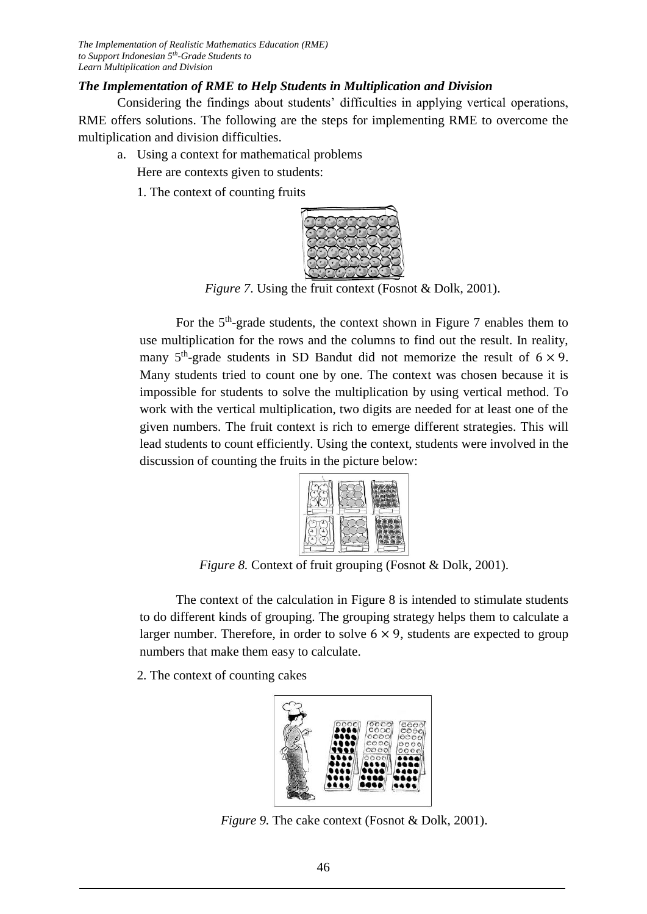### *The Implementation of RME to Help Students in Multiplication and Division*

Considering the findings about students' difficulties in applying vertical operations, RME offers solutions. The following are the steps for implementing RME to overcome the multiplication and division difficulties.

a. Using a context for mathematical problems

   Here are contexts given to students:

   1. The context of counting fruits

   *Figure 7*. Using the fruit context (Fosnot & Dolk, 2001).

   For the 5th-grade students, the context shown in Figure 7 enables them to use multiplication for the rows and the columns to find out the result. In reality, many 5th-grade students in SD Bandut did not memorize the result of $6 \times 9$. Many students tried to count one by one. The context was chosen because it is impossible for students to solve the multiplication by using vertical method. To work with the vertical multiplication, two digits are needed for at least one of the given numbers. The fruit context is rich to emerge different strategies. This will lead students to count efficiently. Using the context, students were involved in the discussion of counting the fruits in the picture below:

   *Figure 8.* Context of fruit grouping (Fosnot & Dolk, 2001).

   The context of the calculation in Figure 8 is intended to stimulate students to do different kinds of grouping. The grouping strategy helps them to calculate a larger number. Therefore, in order to solve $6 \times 9$, students are expected to group numbers that make them easy to calculate.

   2. The context of counting cakes

   *Figure 9.* The cake context (Fosnot & Dolk, 2001).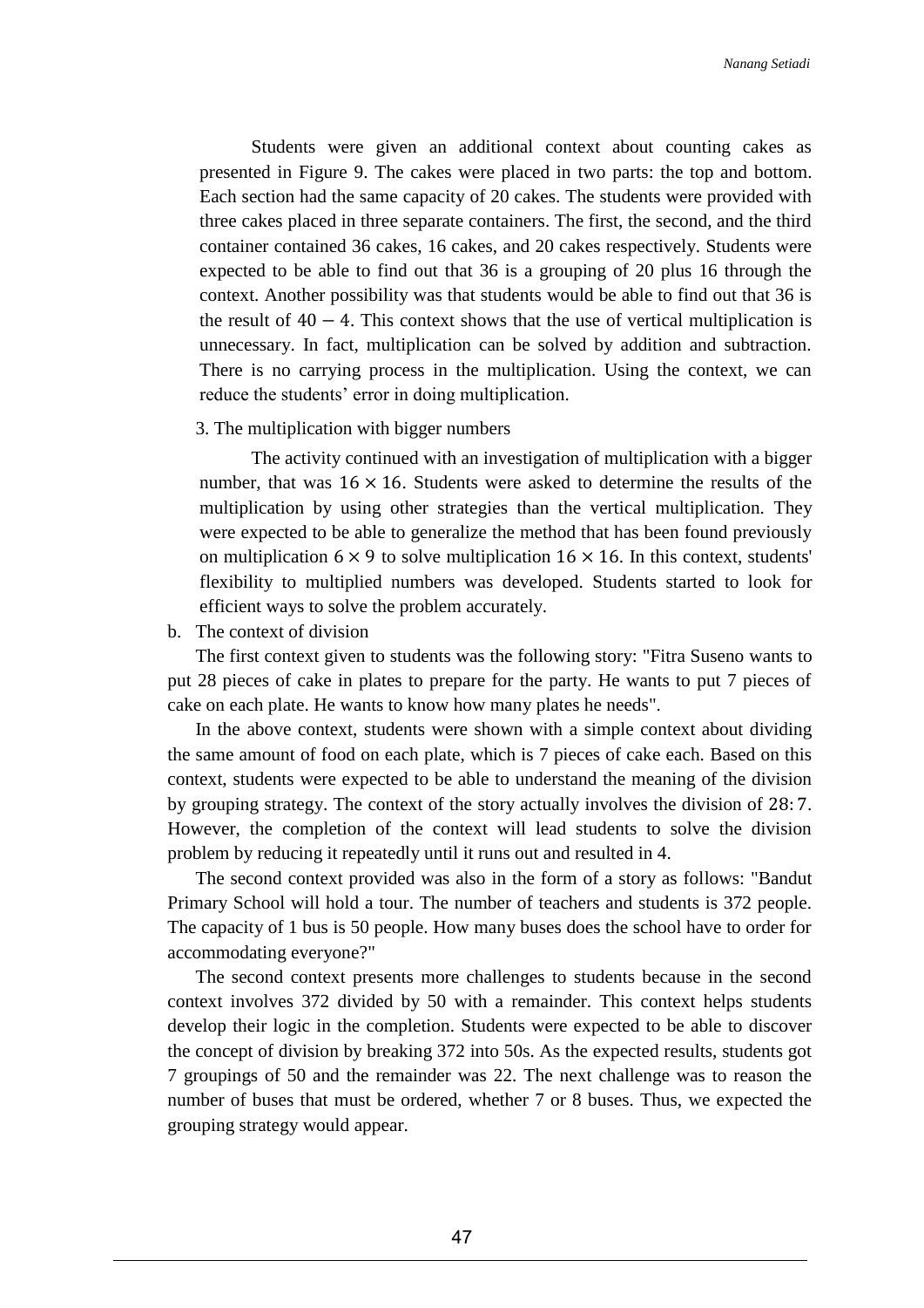Students were given an additional context about counting cakes as presented in Figure 9. The cakes were placed in two parts: the top and bottom. Each section had the same capacity of 20 cakes. The students were provided with three cakes placed in three separate containers. The first, the second, and the third container contained 36 cakes, 16 cakes, and 20 cakes respectively. Students were expected to be able to find out that 36 is a grouping of 20 plus 16 through the context. Another possibility was that students would be able to find out that 36 is the result of $40 - 4$. This context shows that the use of vertical multiplication is unnecessary. In fact, multiplication can be solved by addition and subtraction. There is no carrying process in the multiplication. Using the context, we can reduce the students' error in doing multiplication.

3. The multiplication with bigger numbers

The activity continued with an investigation of multiplication with a bigger number, that was $16 \times 16$. Students were asked to determine the results of the multiplication by using other strategies than the vertical multiplication. They were expected to be able to generalize the method that has been found previously on multiplication $6 \times 9$ to solve multiplication $16 \times 16$. In this context, students' flexibility to multiplied numbers was developed. Students started to look for efficient ways to solve the problem accurately.

b. The context of division

The first context given to students was the following story: "Fitra Suseno wants to put 28 pieces of cake in plates to prepare for the party. He wants to put 7 pieces of cake on each plate. He wants to know how many plates he needs".

In the above context, students were shown with a simple context about dividing the same amount of food on each plate, which is 7 pieces of cake each. Based on this context, students were expected to be able to understand the meaning of the division by grouping strategy. The context of the story actually involves the division of $28:7$. However, the completion of the context will lead students to solve the division problem by reducing it repeatedly until it runs out and resulted in 4.

The second context provided was also in the form of a story as follows: "Bandut Primary School will hold a tour. The number of teachers and students is 372 people. The capacity of 1 bus is 50 people. How many buses does the school have to order for accommodating everyone?"

The second context presents more challenges to students because in the second context involves 372 divided by 50 with a remainder. This context helps students develop their logic in the completion. Students were expected to be able to discover the concept of division by breaking 372 into 50s. As the expected results, students got 7 groupings of 50 and the remainder was 22. The next challenge was to reason the number of buses that must be ordered, whether 7 or 8 buses. Thus, we expected the grouping strategy would appear.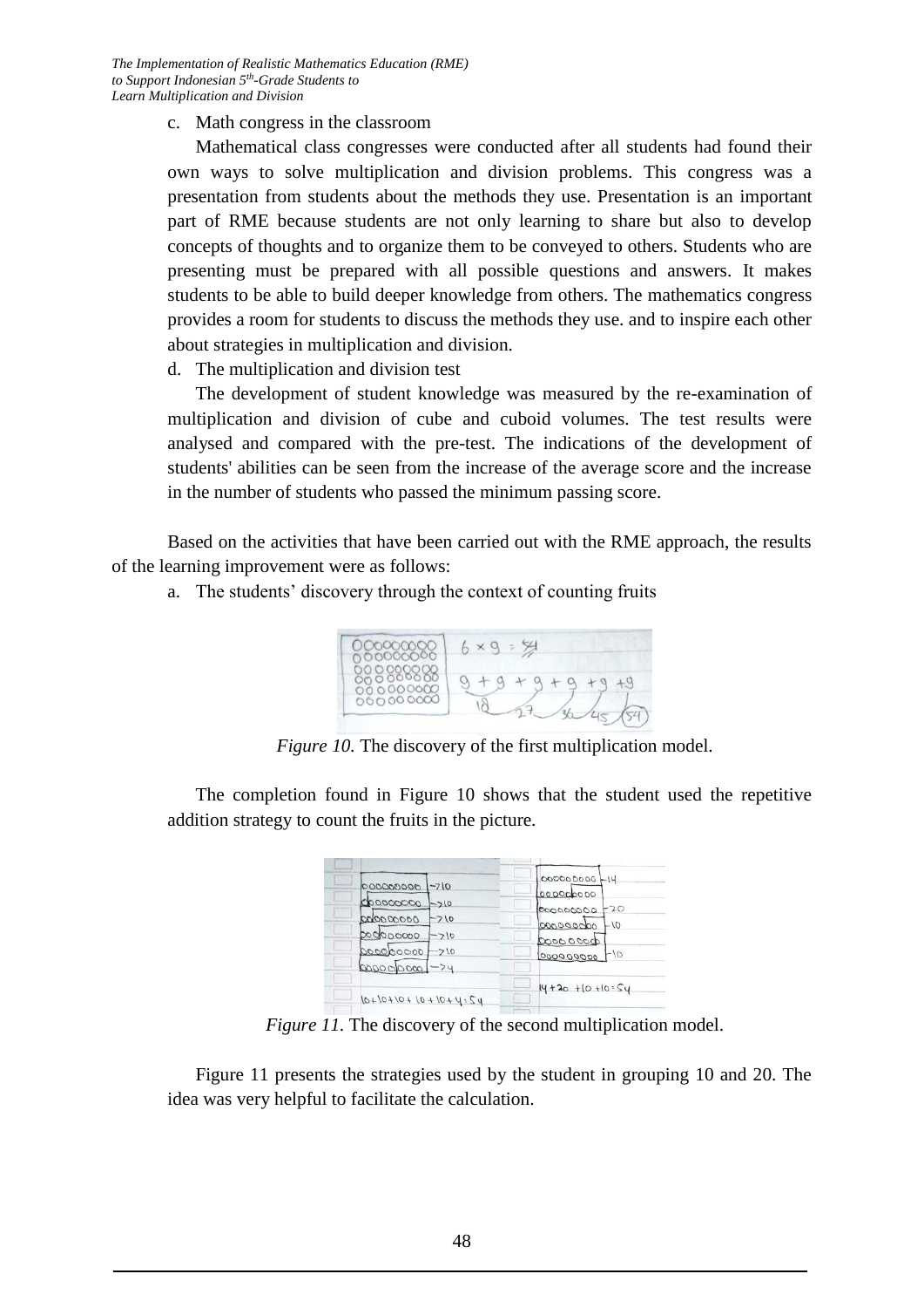c. Math congress in the classroom

Mathematical class congresses were conducted after all students had found their own ways to solve multiplication and division problems. This congress was a presentation from students about the methods they use. Presentation is an important part of RME because students are not only learning to share but also to develop concepts of thoughts and to organize them to be conveyed to others. Students who are presenting must be prepared with all possible questions and answers. It makes students to be able to build deeper knowledge from others. The mathematics congress provides a room for students to discuss the methods they use. and to inspire each other about strategies in multiplication and division.

d. The multiplication and division test

The development of student knowledge was measured by the re-examination of multiplication and division of cube and cuboid volumes. The test results were analysed and compared with the pre-test. The indications of the development of students' abilities can be seen from the increase of the average score and the increase in the number of students who passed the minimum passing score.

Based on the activities that have been carried out with the RME approach, the results of the learning improvement were as follows:

a. The students' discovery through the context of counting fruits

*Figure 10.* The discovery of the first multiplication model.

The completion found in Figure 10 shows that the student used the repetitive addition strategy to count the fruits in the picture.

*Figure 11.* The discovery of the second multiplication model.

Figure 11 presents the strategies used by the student in grouping 10 and 20. The idea was very helpful to facilitate the calculation.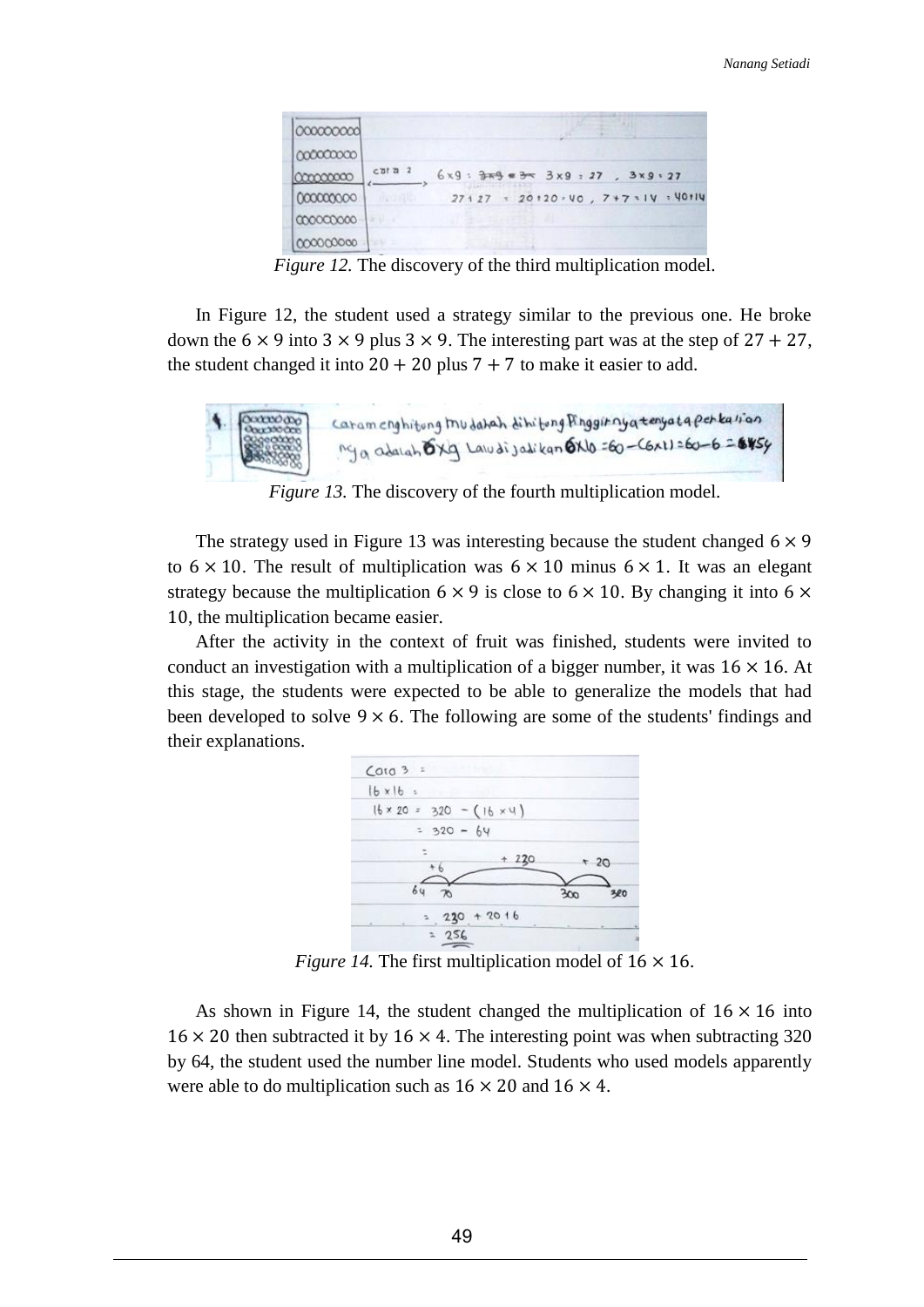*Figure 12.* The discovery of the third multiplication model.

In Figure 12, the student used a strategy similar to the previous one. He broke down the $6 \times 9$ into $3 \times 9$ plus $3 \times 9$. The interesting part was at the step of $27 + 27$, the student changed it into $20 + 20$ plus $7 + 7$ to make it easier to add.

*Figure 13.* The discovery of the fourth multiplication model.

The strategy used in Figure 13 was interesting because the student changed $6 \times 9$ to $6 \times 10$. The result of multiplication was $6 \times 10$ minus $6 \times 1$. It was an elegant strategy because the multiplication $6 \times 9$ is close to $6 \times 10$. By changing it into $6 \times 10$, the multiplication became easier.

After the activity in the context of fruit was finished, students were invited to conduct an investigation with a multiplication of a bigger number, it was $16 \times 16$. At this stage, the students were expected to be able to generalize the models that had been developed to solve $9 \times 6$. The following are some of the students' findings and their explanations.

*Figure 14.* The first multiplication model of $16 \times 16$.

As shown in Figure 14, the student changed the multiplication of $16 \times 16$ into $16 \times 20$ then subtracted it by $16 \times 4$. The interesting point was when subtracting 320 by 64, the student used the number line model. Students who used models apparently were able to do multiplication such as $16 \times 20$ and $16 \times 4$.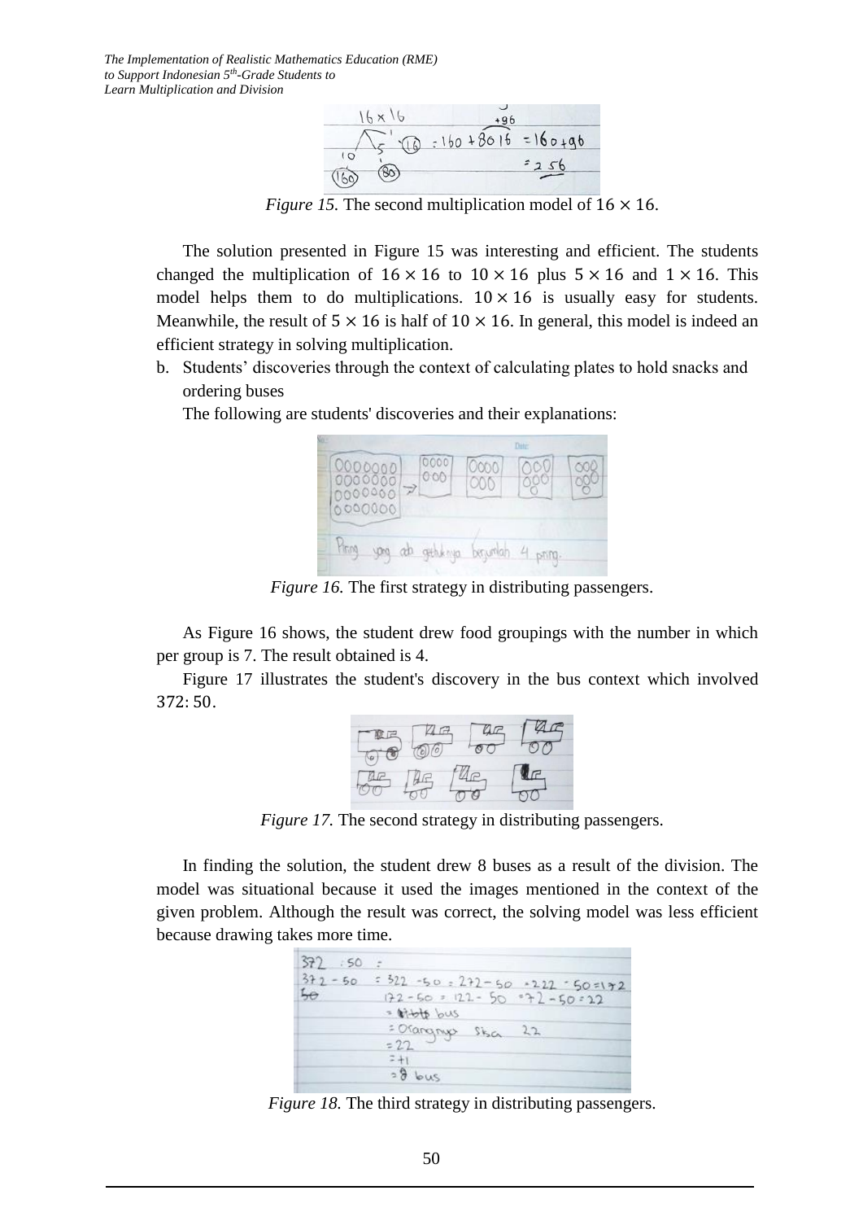*Figure 15.* The second multiplication model of $16 \times 16$.

The solution presented in Figure 15 was interesting and efficient. The students changed the multiplication of $16 \times 16$ to $10 \times 16$ plus $5 \times 16$ and $1 \times 16$. This model helps them to do multiplications. $10 \times 16$ is usually easy for students. Meanwhile, the result of $5 \times 16$ is half of $10 \times 16$. In general, this model is indeed an efficient strategy in solving multiplication.

b. Students' discoveries through the context of calculating plates to hold snacks and ordering buses

The following are students' discoveries and their explanations:

*Figure 16.* The first strategy in distributing passengers.

As Figure 16 shows, the student drew food groupings with the number in which per group is 7. The result obtained is 4.

Figure 17 illustrates the student's discovery in the bus context which involved $372: 50$.

*Figure 17.* The second strategy in distributing passengers.

In finding the solution, the student drew 8 buses as a result of the division. The model was situational because it used the images mentioned in the context of the given problem. Although the result was correct, the solving model was less efficient because drawing takes more time.

*Figure 18.* The third strategy in distributing passengers.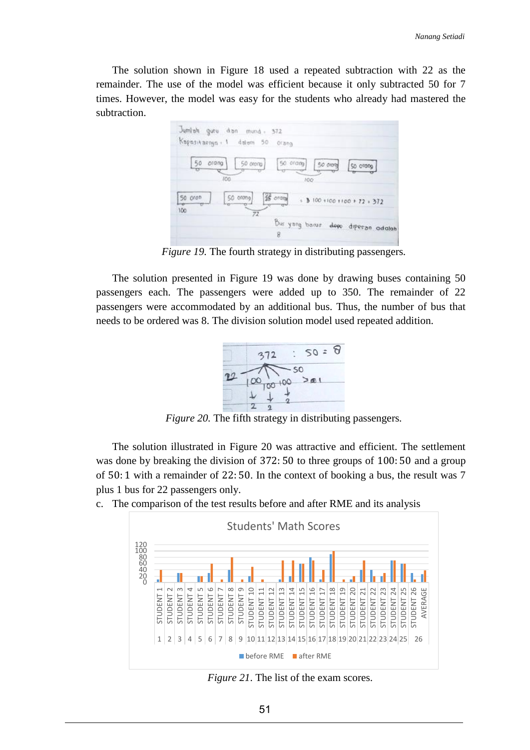The solution shown in Figure 18 used a repeated subtraction with 22 as the remainder. The use of the model was efficient because it only subtracted 50 for 7 times. However, the model was easy for the students who already had mastered the subtraction.

*Figure 19.* The fourth strategy in distributing passengers.

The solution presented in Figure 19 was done by drawing buses containing 50 passengers each. The passengers were added up to 350. The remainder of 22 passengers were accommodated by an additional bus. Thus, the number of bus that needs to be ordered was 8. The division solution model used repeated addition.

*Figure 20.* The fifth strategy in distributing passengers.

The solution illustrated in Figure 20 was attractive and efficient. The settlement was done by breaking the division of $372:50$ to three groups of $100:50$ and a group of $50:1$ with a remainder of $22:50$. In the context of booking a bus, the result was 7 plus 1 bus for 22 passengers only.

c. The comparison of the test results before and after RME and its analysis

*Figure 21*. The list of the exam scores.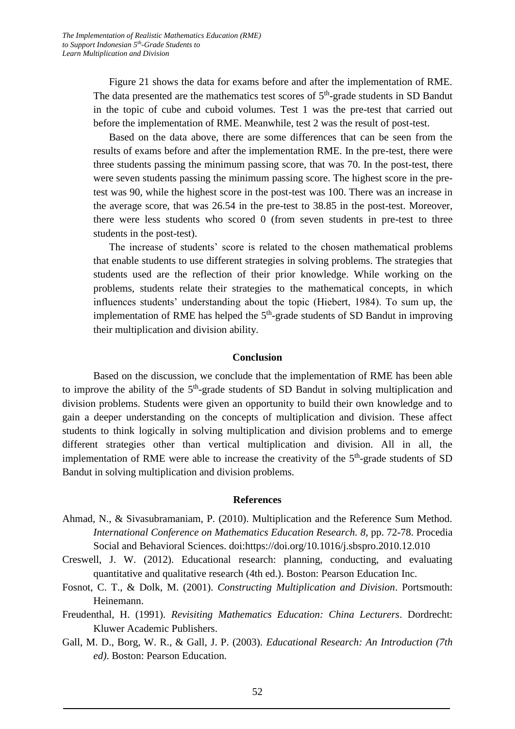Figure 21 shows the data for exams before and after the implementation of RME. The data presented are the mathematics test scores of 5th-grade students in SD Bandut in the topic of cube and cuboid volumes. Test 1 was the pre-test that carried out before the implementation of RME. Meanwhile, test 2 was the result of post-test.

Based on the data above, there are some differences that can be seen from the results of exams before and after the implementation RME. In the pre-test, there were three students passing the minimum passing score, that was 70. In the post-test, there were seven students passing the minimum passing score. The highest score in the pre-test was 90, while the highest score in the post-test was 100. There was an increase in the average score, that was 26.54 in the pre-test to 38.85 in the post-test. Moreover, there were less students who scored 0 (from seven students in pre-test to three students in the post-test).

The increase of students' score is related to the chosen mathematical problems that enable students to use different strategies in solving problems. The strategies that students used are the reflection of their prior knowledge. While working on the problems, students relate their strategies to the mathematical concepts, in which influences students' understanding about the topic (Hiebert, 1984). To sum up, the implementation of RME has helped the 5th-grade students of SD Bandut in improving their multiplication and division ability.

## Conclusion

Based on the discussion, we conclude that the implementation of RME has been able to improve the ability of the 5th-grade students of SD Bandut in solving multiplication and division problems. Students were given an opportunity to build their own knowledge and to gain a deeper understanding on the concepts of multiplication and division. These affect students to think logically in solving multiplication and division problems and to emerge different strategies other than vertical multiplication and division. All in all, the implementation of RME were able to increase the creativity of the 5th-grade students of SD Bandut in solving multiplication and division problems.

## References

Ahmad, N., & Sivasubramaniam, P. (2010). Multiplication and the Reference Sum Method. *International Conference on Mathematics Education Research. 8*, pp. 72-78. Procedia Social and Behavioral Sciences. doi:https://doi.org/10.1016/j.sbspro.2010.12.010

Creswell, J. W. (2012). Educational research: planning, conducting, and evaluating quantitative and qualitative research (4th ed.). Boston: Pearson Education Inc.

Fosnot, C. T., & Dolk, M. (2001). *Constructing Multiplication and Division*. Portsmouth: Heinemann.

Freudenthal, H. (1991). *Revisiting Mathematics Education: China Lecturers*. Dordrecht: Kluwer Academic Publishers.

Gall, M. D., Borg, W. R., & Gall, J. P. (2003). *Educational Research: An Introduction (7th ed)*. Boston: Pearson Education.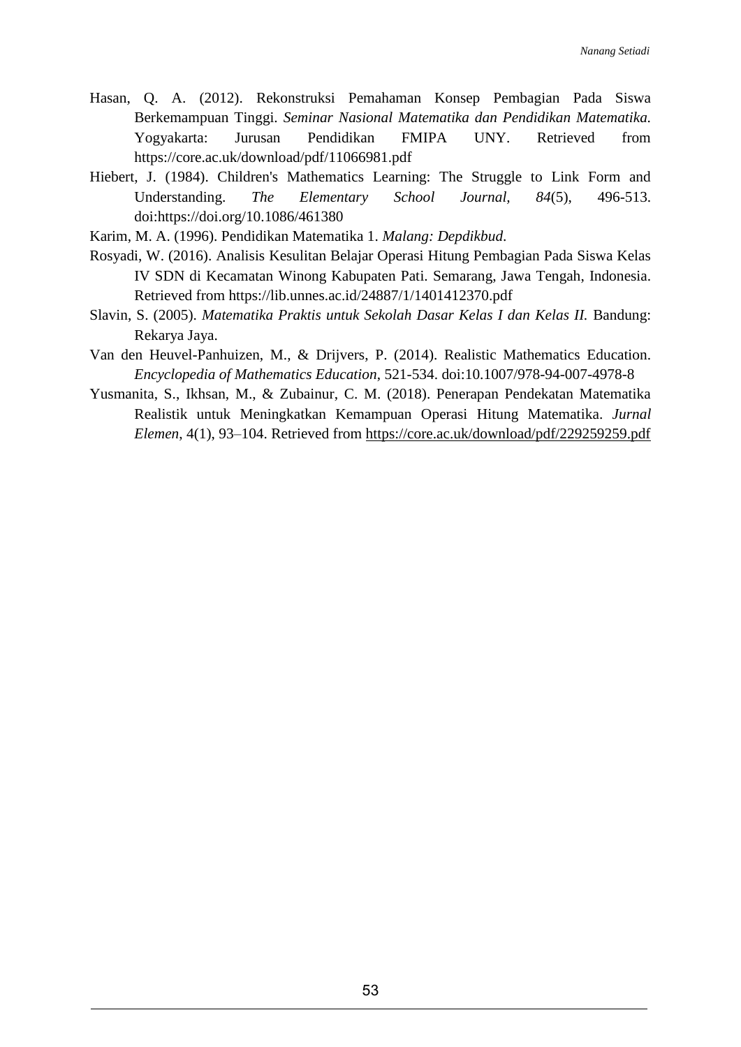Hasan, Q. A. (2012). Rekonstruksi Pemahaman Konsep Pembagian Pada Siswa Berkemampuan Tinggi. *Seminar Nasional Matematika dan Pendidikan Matematika.* Yogyakarta: Jurusan Pendidikan FMIPA UNY. Retrieved from https://core.ac.uk/download/pdf/11066981.pdf

Hiebert, J. (1984). Children's Mathematics Learning: The Struggle to Link Form and Understanding. *The Elementary School Journal, 84*(5), 496-513. doi:https://doi.org/10.1086/461380

Karim, M. A. (1996). Pendidikan Matematika 1. *Malang: Depdikbud.*

Rosyadi, W. (2016). Analisis Kesulitan Belajar Operasi Hitung Pembagian Pada Siswa Kelas IV SDN di Kecamatan Winong Kabupaten Pati. Semarang, Jawa Tengah, Indonesia. Retrieved from https://lib.unnes.ac.id/24887/1/1401412370.pdf

Slavin, S. (2005). *Matematika Praktis untuk Sekolah Dasar Kelas I dan Kelas II.* Bandung: Rekarya Jaya.

Van den Heuvel-Panhuizen, M., & Drijvers, P. (2014). Realistic Mathematics Education. *Encyclopedia of Mathematics Education*, 521-534. doi:10.1007/978-94-007-4978-8

Yusmanita, S., Ikhsan, M., & Zubainur, C. M. (2018). Penerapan Pendekatan Matematika Realistik untuk Meningkatkan Kemampuan Operasi Hitung Matematika. *Jurnal Elemen*, 4(1), 93–104. Retrieved from https://core.ac.uk/download/pdf/229259259.pdf